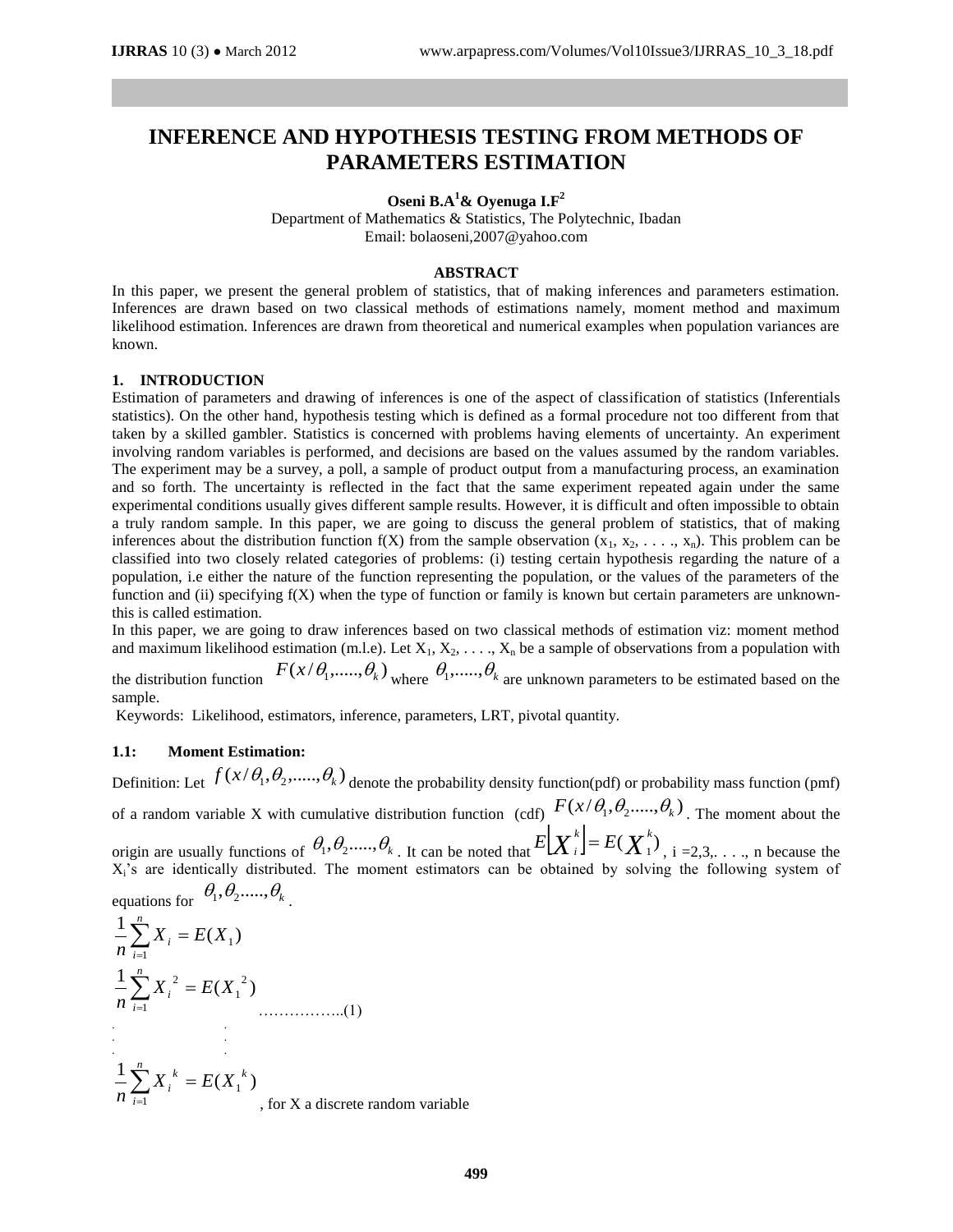# INFERENCE AND HYPOTHESIS TESTING FROM METHODS OF PARAMETERS ESTIMATION

**Oseni B.A[1] & Oyenuga I.F[2]**

Department of Mathematics & Statistics, The Polytechnic, Ibadan

Email: bolaoseni,2007@yahoo.com

### ABSTRACT

In this paper, we present the general problem of statistics, that of making inferences and parameters estimation. Inferences are drawn based on two classical methods of estimations namely, moment method and maximum likelihood estimation. Inferences are drawn from theoretical and numerical examples when population variances are known.

## 1. INTRODUCTION

Estimation of parameters and drawing of inferences is one of the aspect of classification of statistics (Inferentials statistics). On the other hand, hypothesis testing which is defined as a formal procedure not too different from that taken by a skilled gambler. Statistics is concerned with problems having elements of uncertainty. An experiment involving random variables is performed, and decisions are based on the values assumed by the random variables. The experiment may be a survey, a poll, a sample of product output from a manufacturing process, an examination and so forth. The uncertainty is reflected in the fact that the same experiment repeated again under the same experimental conditions usually gives different sample results. However, it is difficult and often impossible to obtain a truly random sample. In this paper, we are going to discuss the general problem of statistics, that of making inferences about the distribution function f(X) from the sample observation ($x_1, x_2, \ldots, x_n$). This problem can be classified into two closely related categories of problems: (i) testing certain hypothesis regarding the nature of a population, i.e either the nature of the function representing the population, or the values of the parameters of the function and (ii) specifying f(X) when the type of function or family is known but certain parameters are unknown- this is called estimation.

In this paper, we are going to draw inferences based on two classical methods of estimation viz: moment method and maximum likelihood estimation (m.l.e). Let $X_1, X_2, \ldots, X_n$ be a sample of observations from a population with the distribution function $F(x/\theta_1,\ldots\ldots,\theta_k)$ where $\theta_1,\ldots\ldots,\theta_k$ are unknown parameters to be estimated based on the sample.

Keywords: Likelihood, estimators, inference, parameters, LRT, pivotal quantity.

### 1.1: Moment Estimation:

Definition: Let $f(x/\theta_1,\theta_2,\ldots\ldots,\theta_k)$ denote the probability density function(pdf) or probability mass function (pmf) of a random variable X with cumulative distribution function (cdf) $F(x/\theta_1,\theta_2\ldots\ldots,\theta_k)$. The moment about the origin are usually functions of $\theta_1,\theta_2\ldots\ldots,\theta_k$. It can be noted that $E\left[X_i^{\,k}\right] = E(X_1^{\,k})$, i =2,3,. . . ., n because the $X_i$'s are identically distributed. The moment estimators can be obtained by solving the following system of equations for $\theta_1,\theta_2\ldots\ldots,\theta_k$.

$$\frac{1}{n}\sum_{i=1}^{n} X_i = E(X_1)$$

$$\frac{1}{n}\sum_{i=1}^{n} X_i^{\,2} = E(X_1^{\,2}) \qquad \ldots\ldots\ldots\ldots\ldots..(1)$$

$$\vdots \qquad\qquad \vdots$$

$$\frac{1}{n}\sum_{i=1}^{n} X_i^{\,k} = E(X_1^{\,k})$$

, for X a discrete random variable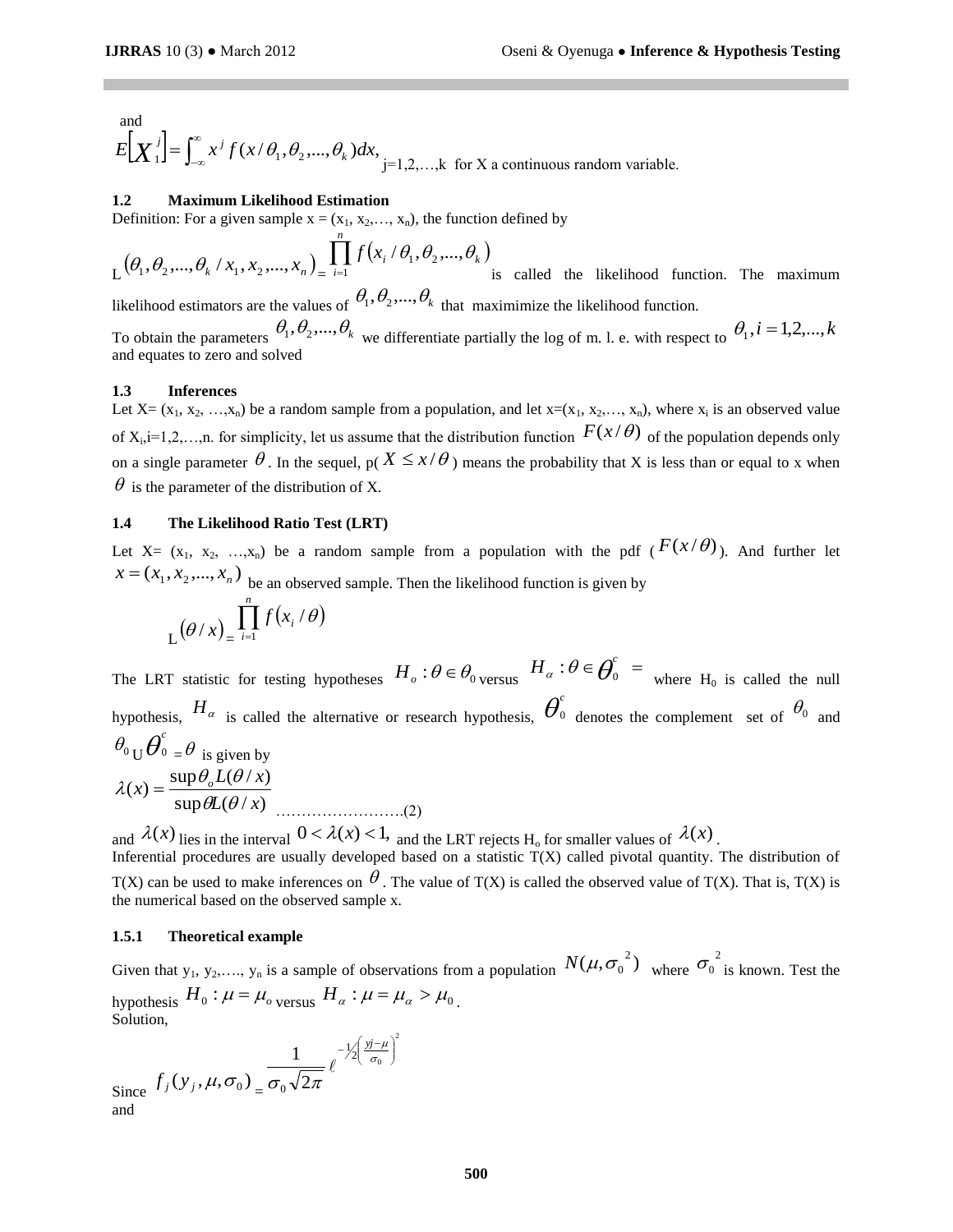and

$$E\left[X_1^j\right] = \int_{-\infty}^{\infty} x^j f(x/\theta_1, \theta_2, ..., \theta_k)dx,$$ j=1,2,…,k for X a continuous random variable.

### 1.2 Maximum Likelihood Estimation

Definition: For a given sample x = ($x_1, x_2, …, x_n$), the function defined by

$$L(\theta_1, \theta_2, ..., \theta_k / x_1, x_2, ..., x_n) = \prod_{i=1}^{n} f(x_i / \theta_1, \theta_2, ..., \theta_k)$$

is called the likelihood function. The maximum likelihood estimators are the values of $\theta_1, \theta_2, ..., \theta_k$ that maximimize the likelihood function.

To obtain the parameters $\theta_1, \theta_2, ..., \theta_k$ we differentiate partially the log of m. l. e. with respect to $\theta_1, i = 1,2,...,k$ and equates to zero and solved

### 1.3 Inferences

Let X= ($x_1, x_2, …,x_n$) be a random sample from a population, and let x=($x_1, x_2,…, x_n$), where $x_i$ is an observed value of $X_i$,i=1,2,…,n. for simplicity, let us assume that the distribution function $F(x/\theta)$ of the population depends only on a single parameter $\theta$. In the sequel, p( $X \leq x/\theta$ ) means the probability that X is less than or equal to x when $\theta$ is the parameter of the distribution of X.

### 1.4 The Likelihood Ratio Test (LRT)

Let X= ($x_1, x_2, …,x_n$) be a random sample from a population with the pdf ($F(x/\theta)$). And further let $x = (x_1, x_2, ..., x_n)$ be an observed sample. Then the likelihood function is given by

$$L(\theta / x) = \prod_{i=1}^{n} f(x_i / \theta)$$

The LRT statistic for testing hypotheses $H_o : \theta \in \theta_0$ versus $H_\alpha : \theta \in \theta_0^c =$ where $H_0$ is called the null hypothesis, $H_\alpha$ is called the alternative or research hypothesis, $\theta_0^c$ denotes the complement set of $\theta_0$ and $\theta_0 \cup \theta_0^c = \theta$ is given by

$$\lambda(x) = \frac{\sup \theta_o L(\theta / x)}{\sup \theta L(\theta / x)} \quad \text{…………………….(2)}$$

and $\lambda(x)$ lies in the interval $0 < \lambda(x) < 1,$ and the LRT rejects $H_o$ for smaller values of $\lambda(x)$.

Inferential procedures are usually developed based on a statistic T(X) called pivotal quantity. The distribution of T(X) can be used to make inferences on $\theta$. The value of T(X) is called the observed value of T(X). That is, T(X) is the numerical based on the observed sample x.

### 1.5.1 Theoretical example

Given that $y_1, y_2,…., y_n$ is a sample of observations from a population $N(\mu, \sigma_0^2)$ where $\sigma_0^2$ is known. Test the hypothesis $H_0 : \mu = \mu_o$ versus $H_\alpha : \mu = \mu_\alpha > \mu_0$.

Solution,

Since $f_j(y_j, \mu, \sigma_0) = \frac{1}{\sigma_0 \sqrt{2\pi}} \ell^{-\frac{1}{2}\left(\frac{yj-\mu}{\sigma_0}\right)^2}$

and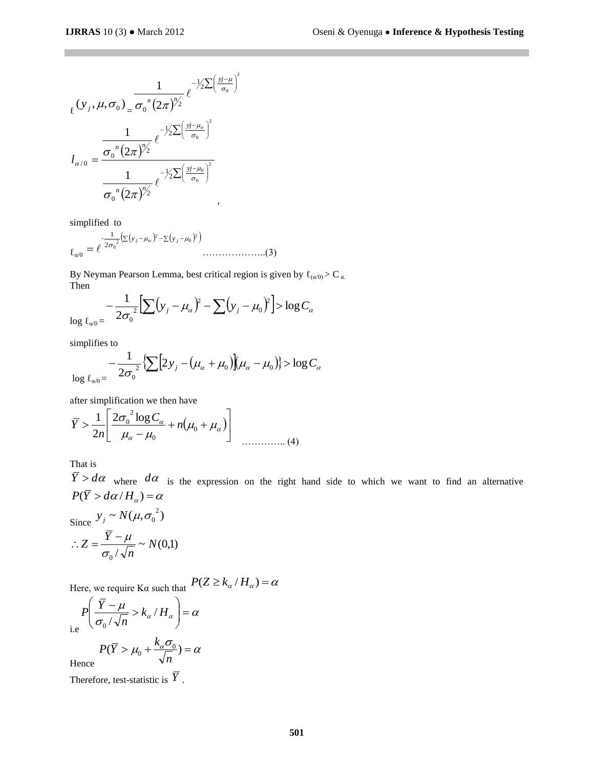$$\ell(y_j, \mu, \sigma_0) = \frac{1}{\sigma_0^{\,n}(2\pi)^{n/2}}\,\ell^{-1/2\sum\left(\frac{yj-\mu}{\sigma_0}\right)^2}$$

$$l_{\alpha/0} = \frac{\dfrac{1}{\sigma_0^{\,n}(2\pi)^{n/2}}\,\ell^{-1/2\sum\left(\frac{yj-\mu_\alpha}{\sigma_0}\right)^2}}{\dfrac{1}{\sigma_0^{\,n}(2\pi)^{n/2}}\,\ell^{-1/2\sum\left(\frac{yj-\mu_0}{\sigma_0}\right)^2}},$$

simplified to

$$\ell_{\alpha/0} = \ell^{-\frac{1}{2\sigma_0^2}\left(\sum(y_j-\mu_\alpha)^2 - \sum(y_j-\mu_0)^2\right)} \quad \text{………………..(3)}$$

By Neyman Pearson Lemma, best critical region is given by $\ell_{(\alpha/0)} > C_\alpha$.
Then

$$\log \ell_{\alpha/0} = -\frac{1}{2\sigma_0^2}\left[\sum(y_j-\mu_\alpha)^2 - \sum(y_j-\mu_0)^2\right] > \log C_\alpha$$

simplifies to

$$\log \ell_{\alpha/0} = -\frac{1}{2\sigma_0^2}\left\{\sum\left[2y_j - (\mu_\alpha+\mu_0)\right](\mu_\alpha-\mu_0)\right\} > \log C_\alpha$$

after simplification we then have

$$\bar{Y} > \frac{1}{2n}\left[\frac{2\sigma_0^2 \log C_\alpha}{\mu_\alpha-\mu_0} + n(\mu_0+\mu_\alpha)\right] \quad \text{………….. (4)}$$

That is
$\bar{Y} > d\alpha$ where $d\alpha$ is the expression on the right hand side to which we want to find an alternative $P(\bar{Y} > d\alpha / H_\alpha) = \alpha$

Since $y_j \sim N(\mu, \sigma_0^2)$

$$\therefore Z = \frac{\bar{Y}-\mu}{\sigma_0/\sqrt{n}} \sim N(0,1)$$

Here, we require Kα such that $P(Z \geq k_\alpha / H_\alpha) = \alpha$

i.e $P\left(\dfrac{\bar{Y}-\mu}{\sigma_0/\sqrt{n}} > k_\alpha / H_\alpha\right) = \alpha$

Hence $P(\bar{Y} > \mu_0 + \dfrac{k_\alpha \sigma_0}{\sqrt{n}}) = \alpha$

Therefore, test-statistic is $\bar{Y}$.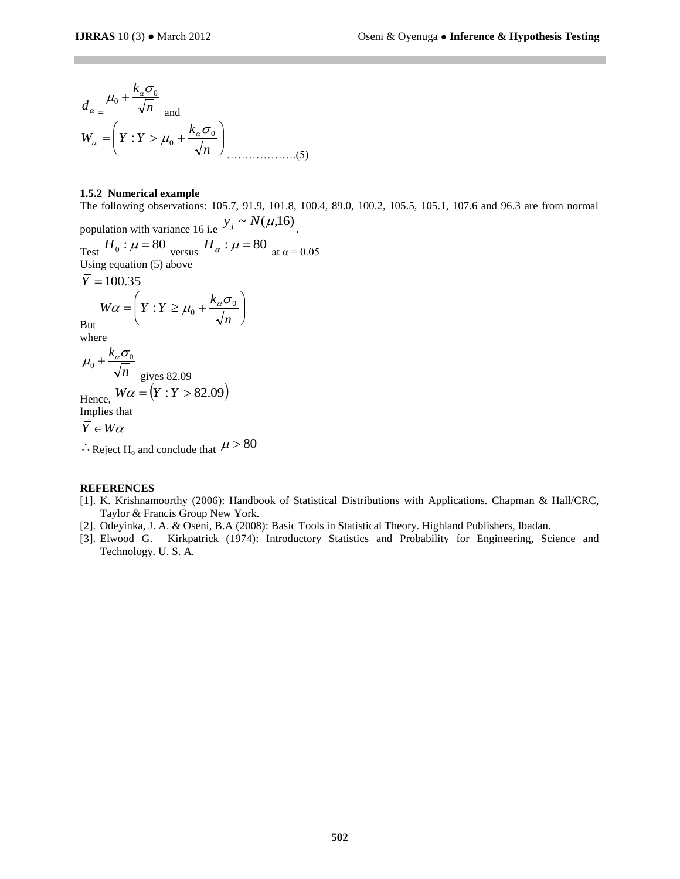$d_\alpha = \mu_0 + \frac{k_\alpha \sigma_0}{\sqrt{n}}$ and

$$W_\alpha = \left( \bar{Y} : \bar{Y} > \mu_0 + \frac{k_\alpha \sigma_0}{\sqrt{n}} \right) \quad \text{..................(5)}$$

### 1.5.2 Numerical example

The following observations: 105.7, 91.9, 101.8, 100.4, 89.0, 100.2, 105.5, 105.1, 107.6 and 96.3 are from normal population with variance 16 i.e $y_j \sim N(\mu, 16)$.

Test $H_0 : \mu = 80$ versus $H_\alpha : \mu = 80$ at α = 0.05

Using equation (5) above

$\bar{Y} = 100.35$

But

$$W\alpha = \left( \bar{Y} : \bar{Y} \geq \mu_0 + \frac{k_\alpha \sigma_0}{\sqrt{n}} \right)$$

where

$\mu_0 + \frac{k_\alpha \sigma_0}{\sqrt{n}}$ gives 82.09

Hence, $W\alpha = \left( \bar{Y} : \bar{Y} > 82.09 \right)$

Implies that

$\bar{Y} \in W\alpha$

$\therefore$ Reject $H_o$ and conclude that $\mu > 80$

### REFERENCES

[1]. K. Krishnamoorthy (2006): Handbook of Statistical Distributions with Applications. Chapman & Hall/CRC, Taylor & Francis Group New York.

[2]. Odeyinka, J. A. & Oseni, B.A (2008): Basic Tools in Statistical Theory. Highland Publishers, Ibadan.

[3]. Elwood G. Kirkpatrick (1974): Introductory Statistics and Probability for Engineering, Science and Technology. U. S. A.